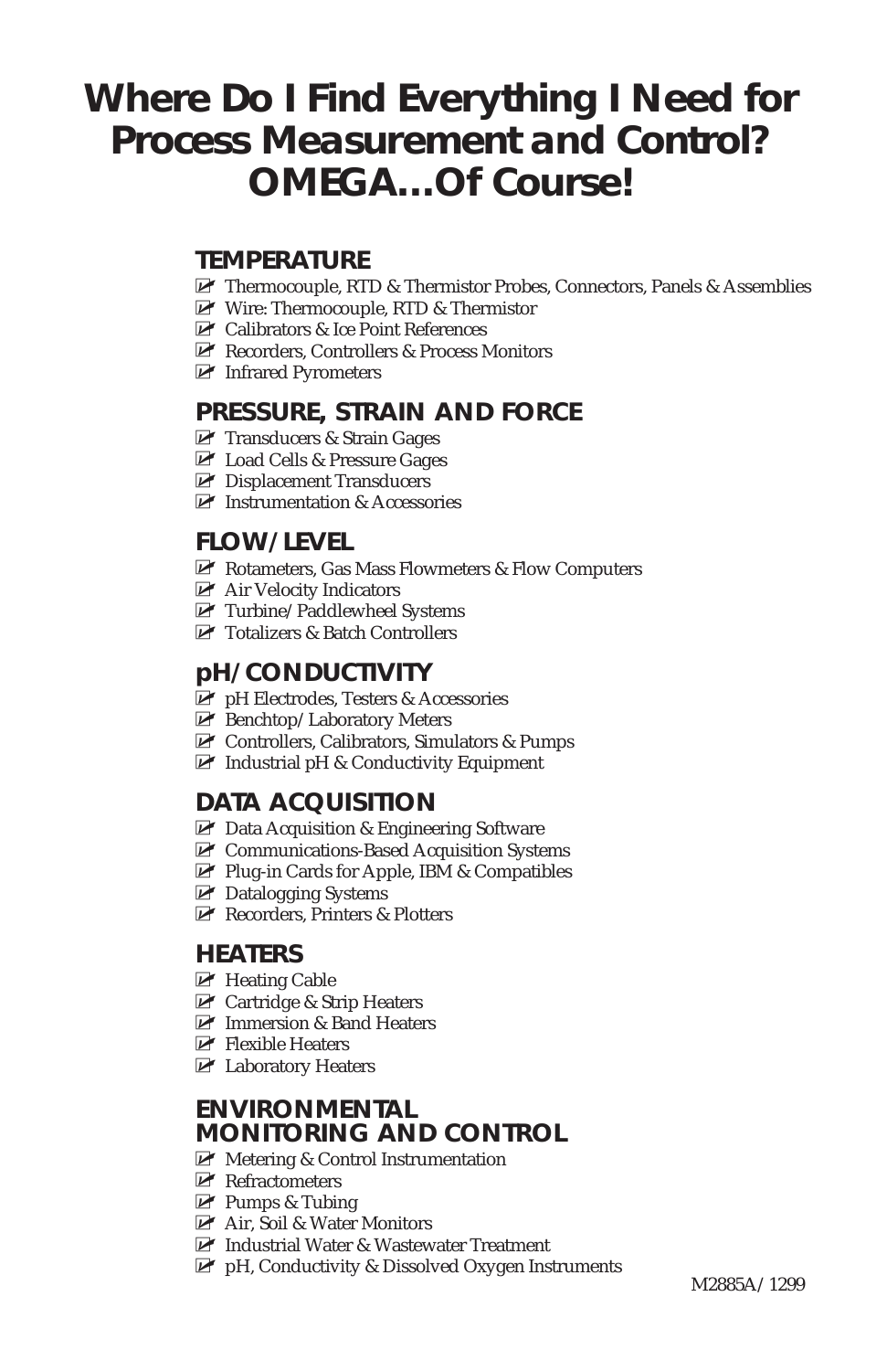# Where Do I Find Everything I Need for Process Measurement and Control? OMEGA…Of Course!

## TEMPERATURE

- ☑ Thermocouple, RTD & Thermistor Probes, Connectors, Panels & Assemblies
- ☑ Wire: Thermocouple, RTD & Thermistor
- ☑ Calibrators & Ice Point References
- ☑ Recorders, Controllers & Process Monitors
- ☑ Infrared Pyrometers

## PRESSURE, STRAIN AND FORCE

- ☑ Transducers & Strain Gages
- ☑ Load Cells & Pressure Gages
- ☑ Displacement Transducers
- ☑ Instrumentation & Accessories

## FLOW/LEVEL

- ☑ Rotameters, Gas Mass Flowmeters & Flow Computers
- ☑ Air Velocity Indicators
- ☑ Turbine/Paddlewheel Systems
- ☑ Totalizers & Batch Controllers

## pH/CONDUCTIVITY

- ☑ pH Electrodes, Testers & Accessories
- ☑ Benchtop/Laboratory Meters
- ☑ Controllers, Calibrators, Simulators & Pumps
- ☑ Industrial pH & Conductivity Equipment

## DATA ACQUISITION

- ☑ Data Acquisition & Engineering Software
- ☑ Communications-Based Acquisition Systems
- ☑ Plug-in Cards for Apple, IBM & Compatibles
- ☑ Datalogging Systems
- ☑ Recorders, Printers & Plotters

## HEATERS

- ☑ Heating Cable
- ☑ Cartridge & Strip Heaters
- ☑ Immersion & Band Heaters
- ☑ Flexible Heaters
- ☑ Laboratory Heaters

## ENVIRONMENTAL MONITORING AND CONTROL

- ☑ Metering & Control Instrumentation
- ☑ Refractometers
- ☑ Pumps & Tubing
- ☑ Air, Soil & Water Monitors
- ☑ Industrial Water & Wastewater Treatment
- ☑ pH, Conductivity & Dissolved Oxygen Instruments

M2885A/1299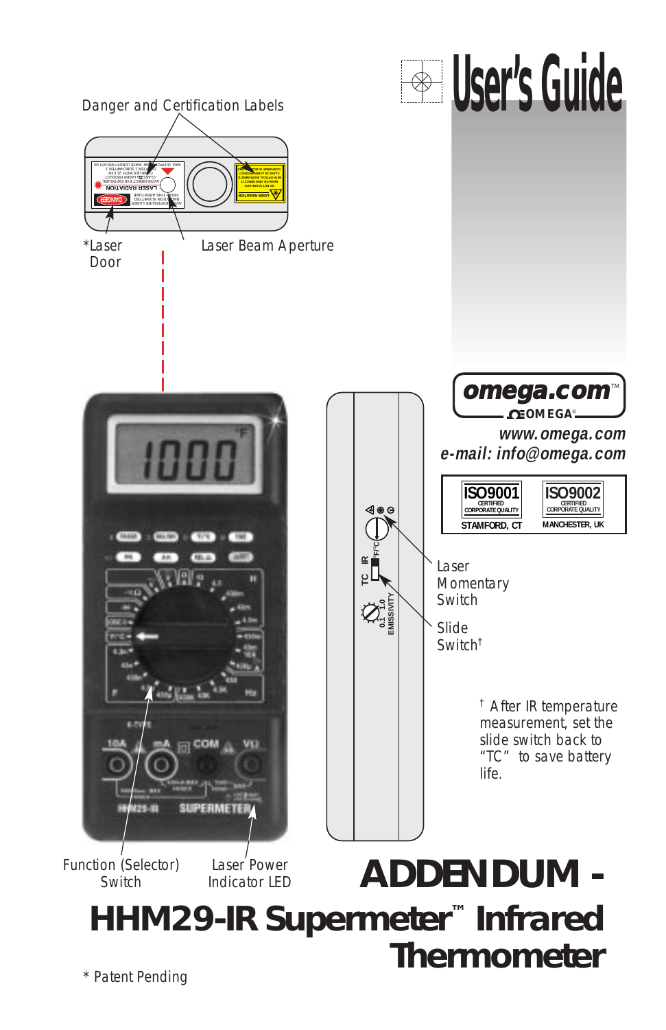# User's Guide

Danger and Certification Labels

*Laser Door

Laser Beam Aperture

omega.com™

OMEGA®

*www.omega.com*

*e-mail: info@omega.com*

ISO9001 CERTIFIED CORPORATE QUALITY — STAMFORD, CT

ISO9002 CERTIFIED CORPORATE QUALITY — MANCHESTER, UK

Laser Momentary Switch

Slide Switch†

† After IR temperature measurement, set the slide switch back to "TC" to save battery life.

Function (Selector) Switch

Laser Power Indicator LED

# ADDENDUM - HHM29-IR Supermeter™ Infrared Thermometer

\* Patent Pending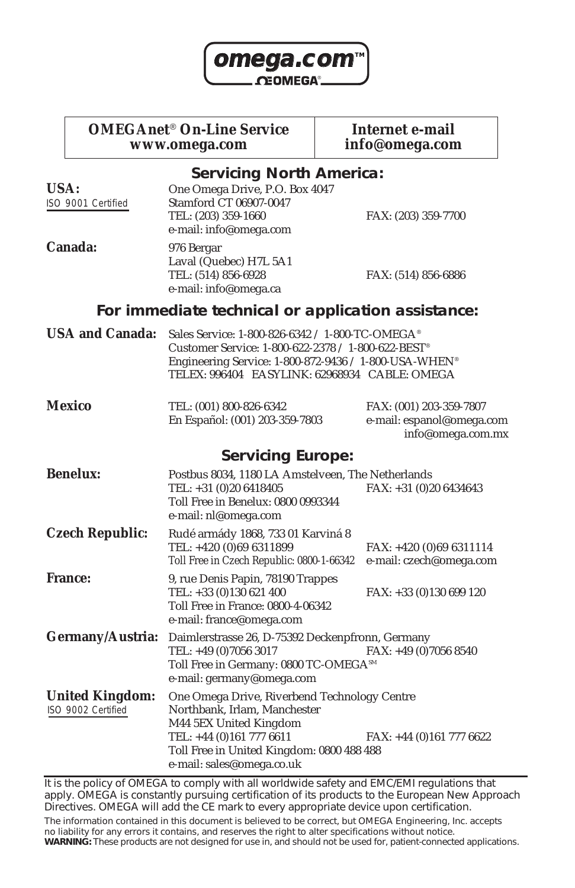omega.com™
OMEGA®

| OMEGAnet® On-Line Service www.omega.com | Internet e-mail info@omega.com |
|---|---|

## Servicing North America:

**USA:**
ISO 9001 Certified

One Omega Drive, P.O. Box 4047
Stamford CT 06907-0047
TEL: (203) 359-1660 FAX: (203) 359-7700
e-mail: info@omega.com

**Canada:**

976 Bergar
Laval (Quebec) H7L 5A1
TEL: (514) 856-6928 FAX: (514) 856-6886
e-mail: info@omega.ca

## For immediate technical or application assistance:

**USA and Canada:**

Sales Service: 1-800-826-6342 / 1-800-TC-OMEGA®
Customer Service: 1-800-622-2378 / 1-800-622-BEST®
Engineering Service: 1-800-872-9436 / 1-800-USA-WHEN®
TELEX: 996404 EASYLINK: 62968934 CABLE: OMEGA

**Mexico**

TEL: (001) 800-826-6342 FAX: (001) 203-359-7807
En Español: (001) 203-359-7803 e-mail: espanol@omega.com
info@omega.com.mx

## Servicing Europe:

**Benelux:**

Postbus 8034, 1180 LA Amstelveen, The Netherlands
TEL: +31 (0)20 6418405 FAX: +31 (0)20 6434643
Toll Free in Benelux: 0800 0993344
e-mail: nl@omega.com

**Czech Republic:**

Rudé armády 1868, 733 01 Karviná 8
TEL: +420 (0)69 6311899 FAX: +420 (0)69 6311114
Toll Free in Czech Republic: 0800-1-66342 e-mail: czech@omega.com

**France:**

9, rue Denis Papin, 78190 Trappes
TEL: +33 (0)130 621 400 FAX: +33 (0)130 699 120
Toll Free in France: 0800-4-06342
e-mail: france@omega.com

**Germany/Austria:**

Daimlerstrasse 26, D-75392 Deckenpfronn, Germany
TEL: +49 (0)7056 3017 FAX: +49 (0)7056 8540
Toll Free in Germany: 0800 TC-OMEGA℠
e-mail: germany@omega.com

**United Kingdom:**
ISO 9002 Certified

One Omega Drive, Riverbend Technology Centre
Northbank, Irlam, Manchester
M44 5EX United Kingdom
TEL: +44 (0)161 777 6611 FAX: +44 (0)161 777 6622
Toll Free in United Kingdom: 0800 488 488
e-mail: sales@omega.co.uk

It is the policy of OMEGA to comply with all worldwide safety and EMC/EMI regulations that apply. OMEGA is constantly pursuing certification of its products to the European New Approach Directives. OMEGA will add the CE mark to every appropriate device upon certification.

The information contained in this document is believed to be correct, but OMEGA Engineering, Inc. accepts no liability for any errors it contains, and reserves the right to alter specifications without notice.
**WARNING:** These products are not designed for use in, and should not be used for, patient-connected applications.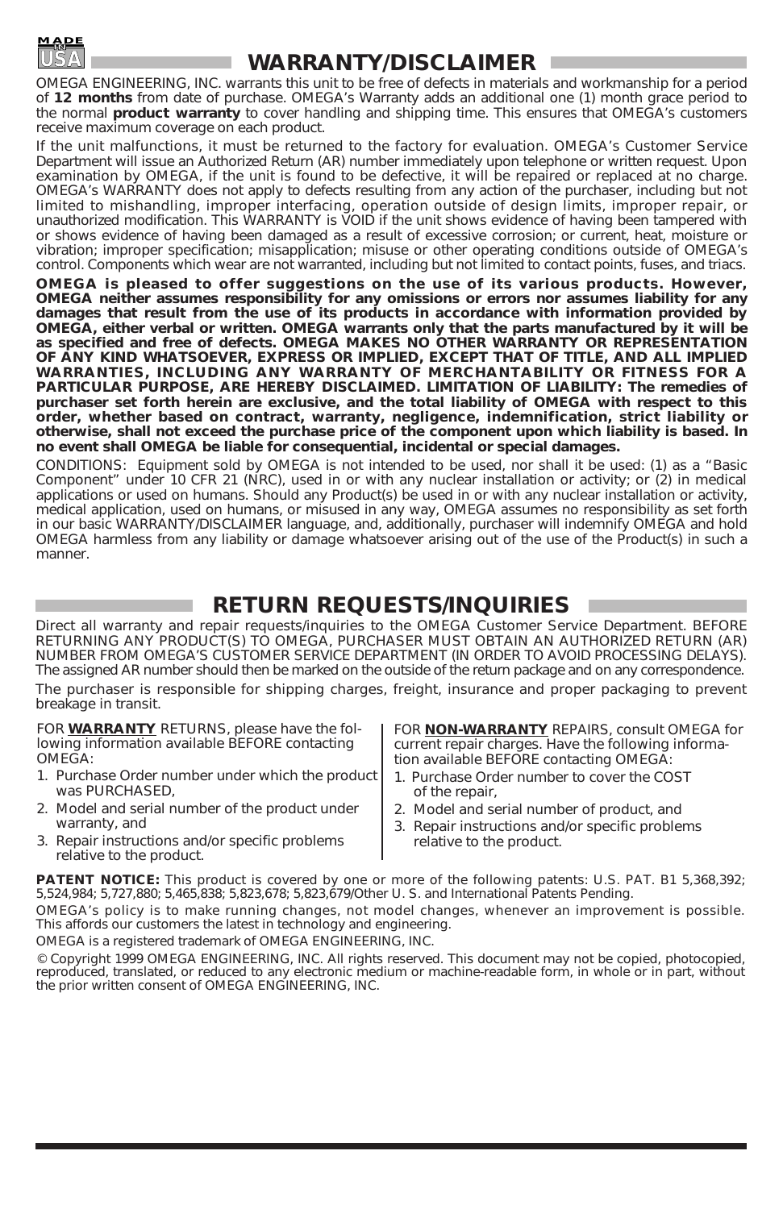MADE IN USA

## WARRANTY/DISCLAIMER

OMEGA ENGINEERING, INC. warrants this unit to be free of defects in materials and workmanship for a period of **12 months** from date of purchase. OMEGA's Warranty adds an additional one (1) month grace period to the normal **product warranty** to cover handling and shipping time. This ensures that OMEGA's customers receive maximum coverage on each product.

If the unit malfunctions, it must be returned to the factory for evaluation. OMEGA's Customer Service Department will issue an Authorized Return (AR) number immediately upon telephone or written request. Upon examination by OMEGA, if the unit is found to be defective, it will be repaired or replaced at no charge. OMEGA's WARRANTY does not apply to defects resulting from any action of the purchaser, including but not limited to mishandling, improper interfacing, operation outside of design limits, improper repair, or unauthorized modification. This WARRANTY is VOID if the unit shows evidence of having been tampered with or shows evidence of having been damaged as a result of excessive corrosion; or current, heat, moisture or vibration; improper specification; misapplication; misuse or other operating conditions outside of OMEGA's control. Components which wear are not warranted, including but not limited to contact points, fuses, and triacs.

**OMEGA is pleased to offer suggestions on the use of its various products. However, OMEGA neither assumes responsibility for any omissions or errors nor assumes liability for any damages that result from the use of its products in accordance with information provided by OMEGA, either verbal or written. OMEGA warrants only that the parts manufactured by it will be as specified and free of defects. OMEGA MAKES NO OTHER WARRANTY OR REPRESENTATION OF ANY KIND WHATSOEVER, EXPRESS OR IMPLIED, EXCEPT THAT OF TITLE, AND ALL IMPLIED WARRANTIES, INCLUDING ANY WARRANTY OF MERCHANTABILITY OR FITNESS FOR A PARTICULAR PURPOSE, ARE HEREBY DISCLAIMED. LIMITATION OF LIABILITY: The remedies of purchaser set forth herein are exclusive, and the total liability of OMEGA with respect to this order, whether based on contract, warranty, negligence, indemnification, strict liability or otherwise, shall not exceed the purchase price of the component upon which liability is based. In no event shall OMEGA be liable for consequential, incidental or special damages.**

CONDITIONS: Equipment sold by OMEGA is not intended to be used, nor shall it be used: (1) as a "Basic Component" under 10 CFR 21 (NRC), used in or with any nuclear installation or activity; or (2) in medical applications or used on humans. Should any Product(s) be used in or with any nuclear installation or activity, medical application, used on humans, or misused in any way, OMEGA assumes no responsibility as set forth in our basic WARRANTY/DISCLAIMER language, and, additionally, purchaser will indemnify OMEGA and hold OMEGA harmless from any liability or damage whatsoever arising out of the use of the Product(s) in such a manner.

## RETURN REQUESTS/INQUIRIES

Direct all warranty and repair requests/inquiries to the OMEGA Customer Service Department. BEFORE RETURNING ANY PRODUCT(S) TO OMEGA, PURCHASER MUST OBTAIN AN AUTHORIZED RETURN (AR) NUMBER FROM OMEGA'S CUSTOMER SERVICE DEPARTMENT (IN ORDER TO AVOID PROCESSING DELAYS). The assigned AR number should then be marked on the outside of the return package and on any correspondence.

The purchaser is responsible for shipping charges, freight, insurance and proper packaging to prevent breakage in transit.

FOR **WARRANTY** RETURNS, please have the following information available BEFORE contacting OMEGA:

1. Purchase Order number under which the product was PURCHASED,
2. Model and serial number of the product under warranty, and
3. Repair instructions and/or specific problems relative to the product.

FOR **NON-WARRANTY** REPAIRS, consult OMEGA for current repair charges. Have the following information available BEFORE contacting OMEGA:

1. Purchase Order number to cover the COST of the repair,
2. Model and serial number of product, and
3. Repair instructions and/or specific problems relative to the product.

**PATENT NOTICE:** This product is covered by one or more of the following patents: U.S. PAT. B1 5,368,392; 5,524,984; 5,727,880; 5,465,838; 5,823,678; 5,823,679/Other U. S. and International Patents Pending.

OMEGA's policy is to make running changes, not model changes, whenever an improvement is possible. This affords our customers the latest in technology and engineering.

OMEGA is a registered trademark of OMEGA ENGINEERING, INC.

© Copyright 1999 OMEGA ENGINEERING, INC. All rights reserved. This document may not be copied, photocopied, reproduced, translated, or reduced to any electronic medium or machine-readable form, in whole or in part, without the prior written consent of OMEGA ENGINEERING, INC.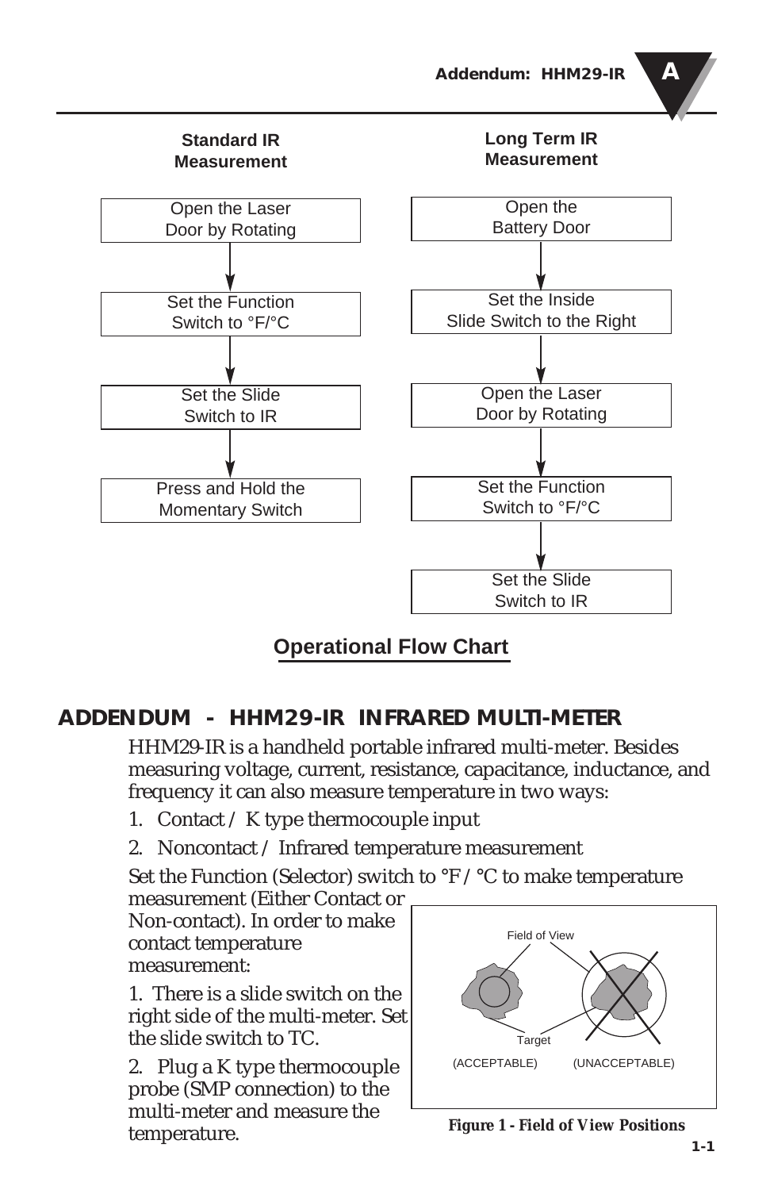**Standard IR Measurement**

1. Open the Laser Door by Rotating
2. Set the Function Switch to °F/°C
3. Set the Slide Switch to IR
4. Press and Hold the Momentary Switch

**Long Term IR Measurement**

1. Open the Battery Door
2. Set the Inside Slide Switch to the Right
3. Open the Laser Door by Rotating
4. Set the Function Switch to °F/°C
5. Set the Slide Switch to IR

**Operational Flow Chart**

## ADDENDUM - HHM29-IR INFRARED MULTI-METER

HHM29-IR is a handheld portable infrared multi-meter. Besides measuring voltage, current, resistance, capacitance, inductance, and frequency it can also measure temperature in two ways:

1. Contact / K type thermocouple input
2. Noncontact / Infrared temperature measurement

Set the Function (Selector) switch to °F / °C to make temperature measurement (Either Contact or Non-contact). In order to make contact temperature measurement:

1. There is a slide switch on the right side of the multi-meter. Set the slide switch to TC.

2. Plug a K type thermocouple probe (SMP connection) to the multi-meter and measure the temperature.

Field of View

Target

(ACCEPTABLE) (UNACCEPTABLE)

**Figure 1 - Field of View Positions**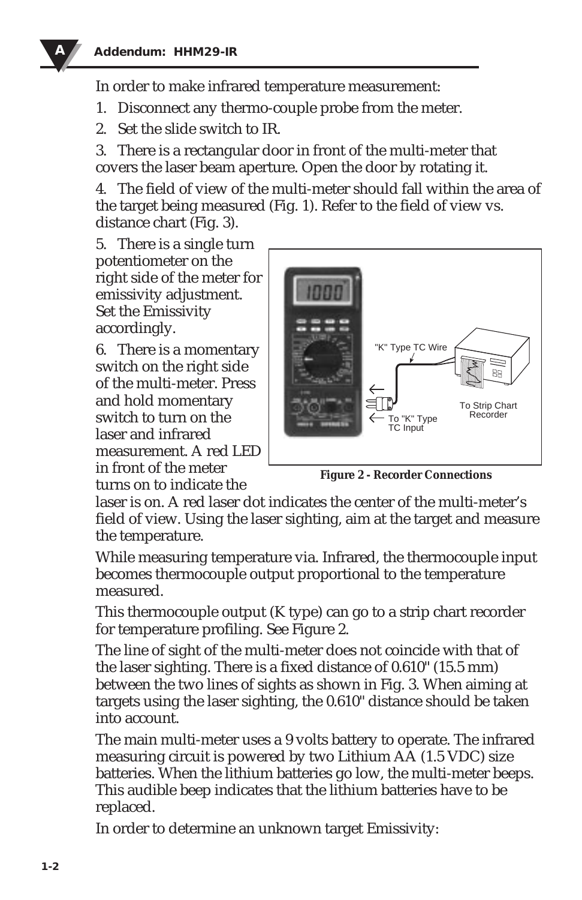In order to make infrared temperature measurement:

1. Disconnect any thermo-couple probe from the meter.
2. Set the slide switch to IR.
3. There is a rectangular door in front of the multi-meter that covers the laser beam aperture. Open the door by rotating it.
4. The field of view of the multi-meter should fall within the area of the target being measured (Fig. 1). Refer to the field of view vs. distance chart (Fig. 3).
5. There is a single turn potentiometer on the right side of the meter for emissivity adjustment. Set the Emissivity accordingly.
6. There is a momentary switch on the right side of the multi-meter. Press and hold momentary switch to turn on the laser and infrared measurement. A red LED in front of the meter turns on to indicate the laser is on. A red laser dot indicates the center of the multi-meter's field of view. Using the laser sighting, aim at the target and measure the temperature.

"K" Type TC Wire

To "K" Type TC Input

To Strip Chart Recorder

**Figure 2 - Recorder Connections**

While measuring temperature via. Infrared, the thermocouple input becomes thermocouple output proportional to the temperature measured.

This thermocouple output (K type) can go to a strip chart recorder for temperature profiling. See Figure 2.

The line of sight of the multi-meter does not coincide with that of the laser sighting. There is a fixed distance of 0.610" (15.5 mm) between the two lines of sights as shown in Fig. 3. When aiming at targets using the laser sighting, the 0.610" distance should be taken into account.

The main multi-meter uses a 9 volts battery to operate. The infrared measuring circuit is powered by two Lithium AA (1.5 VDC) size batteries. When the lithium batteries go low, the multi-meter beeps. This audible beep indicates that the lithium batteries have to be replaced.

In order to determine an unknown target Emissivity: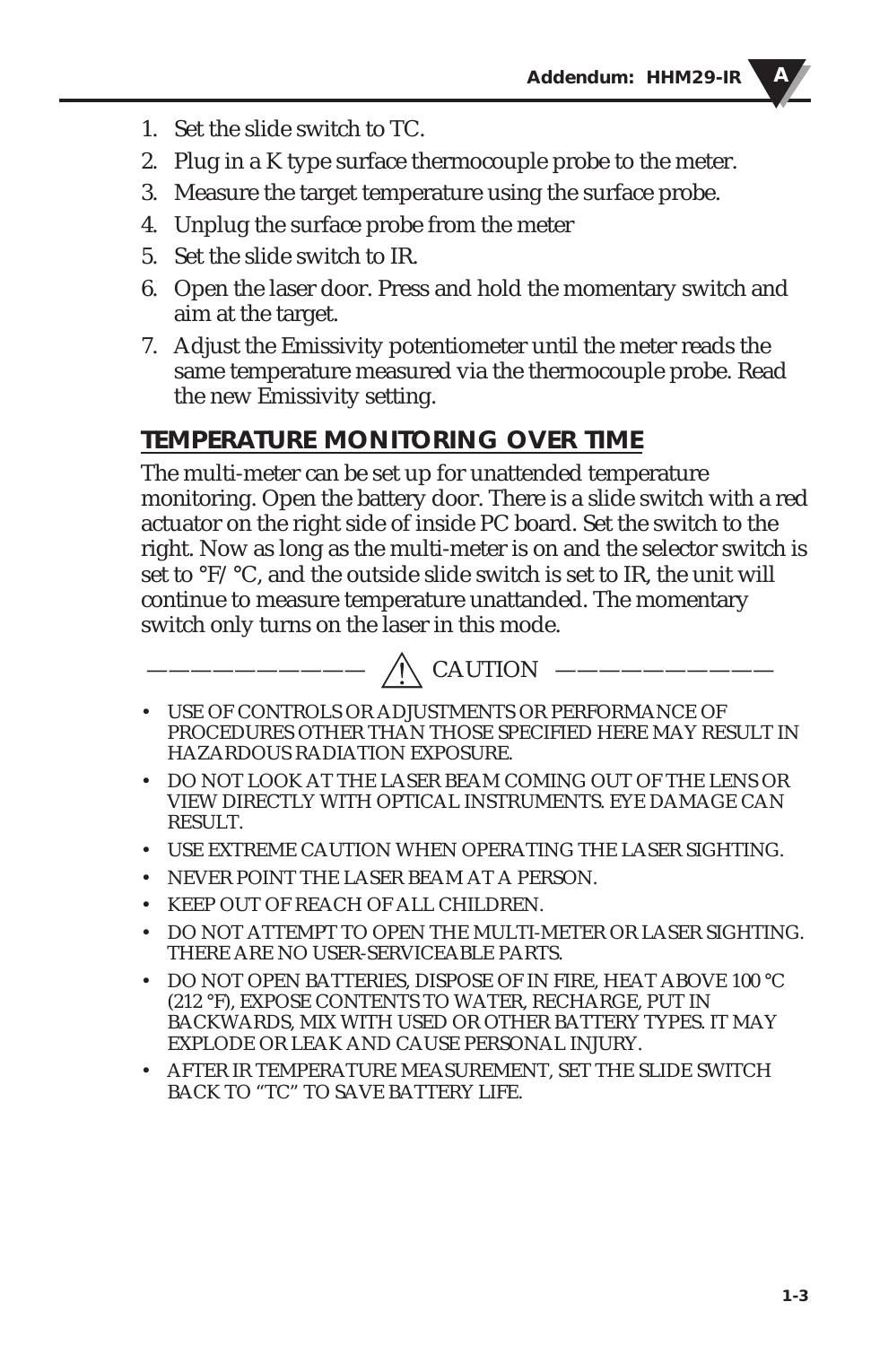1. Set the slide switch to TC.
2. Plug in a K type surface thermocouple probe to the meter.
3. Measure the target temperature using the surface probe.
4. Unplug the surface probe from the meter
5. Set the slide switch to IR.
6. Open the laser door. Press and hold the momentary switch and aim at the target.
7. Adjust the Emissivity potentiometer until the meter reads the same temperature measured via the thermocouple probe. Read the new Emissivity setting.

## TEMPERATURE MONITORING OVER TIME

The multi-meter can be set up for unattended temperature monitoring. Open the battery door. There is a slide switch with a red actuator on the right side of inside PC board. Set the switch to the right. Now as long as the multi-meter is on and the selector switch is set to °F/°C, and the outside slide switch is set to IR, the unit will continue to measure temperature unattanded. The momentary switch only turns on the laser in this mode.

——————————— ⚠ CAUTION ———————————

- USE OF CONTROLS OR ADJUSTMENTS OR PERFORMANCE OF PROCEDURES OTHER THAN THOSE SPECIFIED HERE MAY RESULT IN HAZARDOUS RADIATION EXPOSURE.
- DO NOT LOOK AT THE LASER BEAM COMING OUT OF THE LENS OR VIEW DIRECTLY WITH OPTICAL INSTRUMENTS. EYE DAMAGE CAN RESULT.
- USE EXTREME CAUTION WHEN OPERATING THE LASER SIGHTING.
- NEVER POINT THE LASER BEAM AT A PERSON.
- KEEP OUT OF REACH OF ALL CHILDREN.
- DO NOT ATTEMPT TO OPEN THE MULTI-METER OR LASER SIGHTING. THERE ARE NO USER-SERVICEABLE PARTS.
- DO NOT OPEN BATTERIES, DISPOSE OF IN FIRE, HEAT ABOVE 100 °C (212 °F), EXPOSE CONTENTS TO WATER, RECHARGE, PUT IN BACKWARDS, MIX WITH USED OR OTHER BATTERY TYPES. IT MAY EXPLODE OR LEAK AND CAUSE PERSONAL INJURY.
- AFTER IR TEMPERATURE MEASUREMENT, SET THE SLIDE SWITCH BACK TO "TC" TO SAVE BATTERY LIFE.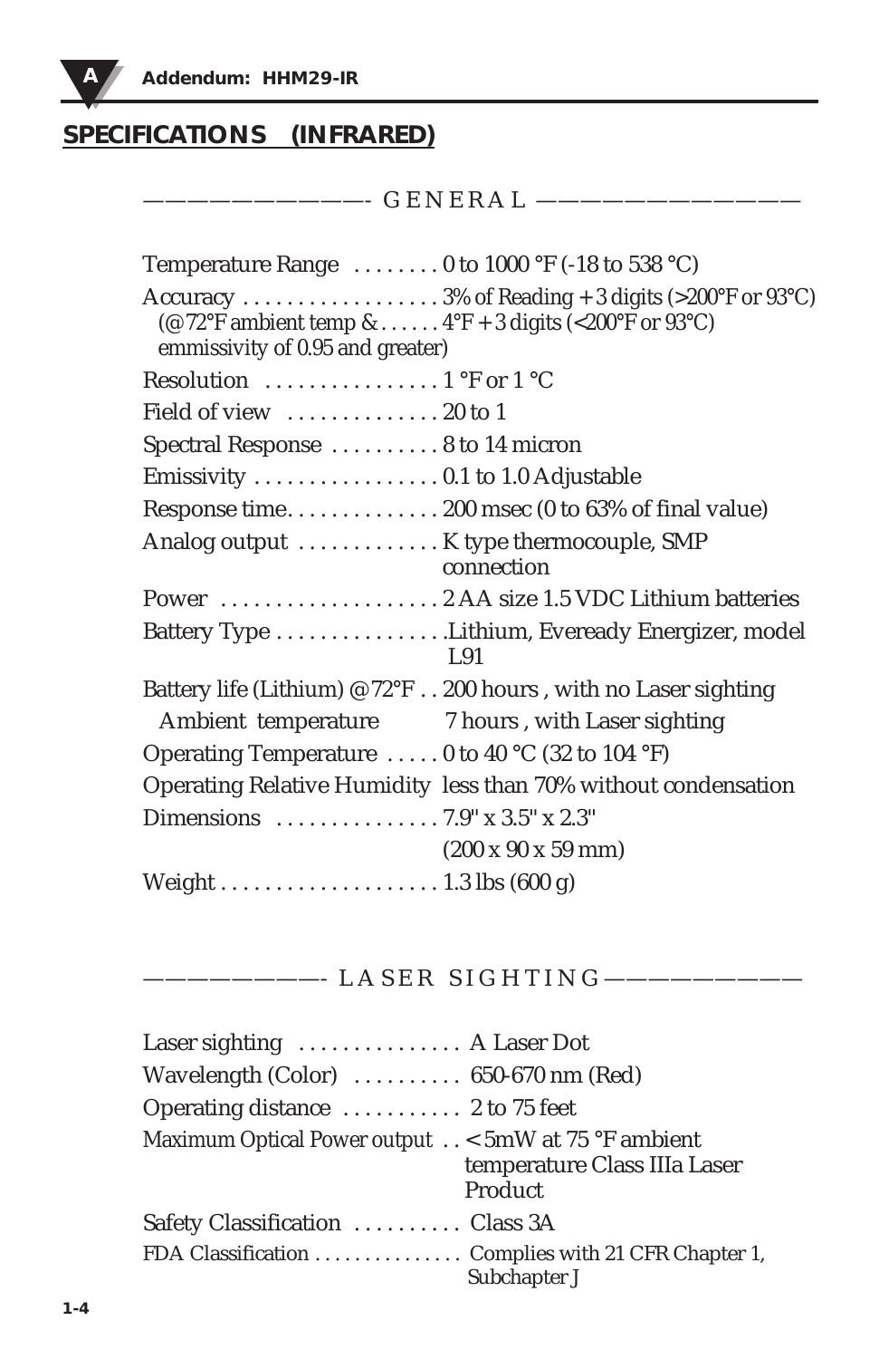## SPECIFICATIONS (INFRARED)

### GENERAL

| | |
|---|---|
| Temperature Range | 0 to 1000 °F (-18 to 538 °C) |
| Accuracy (@72°F ambient temp & emmissivity of 0.95 and greater) | 3% of Reading + 3 digits (>200°F or 93°C)<br>4°F + 3 digits (<200°F or 93°C) |
| Resolution | 1 °F or 1 °C |
| Field of view | 20 to 1 |
| Spectral Response | 8 to 14 micron |
| Emissivity | 0.1 to 1.0 Adjustable |
| Response time | 200 msec (0 to 63% of final value) |
| Analog output | K type thermocouple, SMP connection |
| Power | 2 AA size 1.5 VDC Lithium batteries |
| Battery Type | Lithium, Eveready Energizer, model L91 |
| Battery life (Lithium) @72°F Ambient temperature | 200 hours , with no Laser sighting<br>7 hours , with Laser sighting |
| Operating Temperature | 0 to 40 °C (32 to 104 °F) |
| Operating Relative Humidity | less than 70% without condensation |
| Dimensions | 7.9" x 3.5" x 2.3"<br>(200 x 90 x 59 mm) |
| Weight | 1.3 lbs (600 g) |

### LASER SIGHTING

| | |
|---|---|
| Laser sighting | A Laser Dot |
| Wavelength (Color) | 650-670 nm (Red) |
| Operating distance | 2 to 75 feet |
| Maximum Optical Power output | < 5mW at 75 °F ambient temperature Class IIIa Laser Product |
| Safety Classification | Class 3A |
| FDA Classification | Complies with 21 CFR Chapter 1, Subchapter J |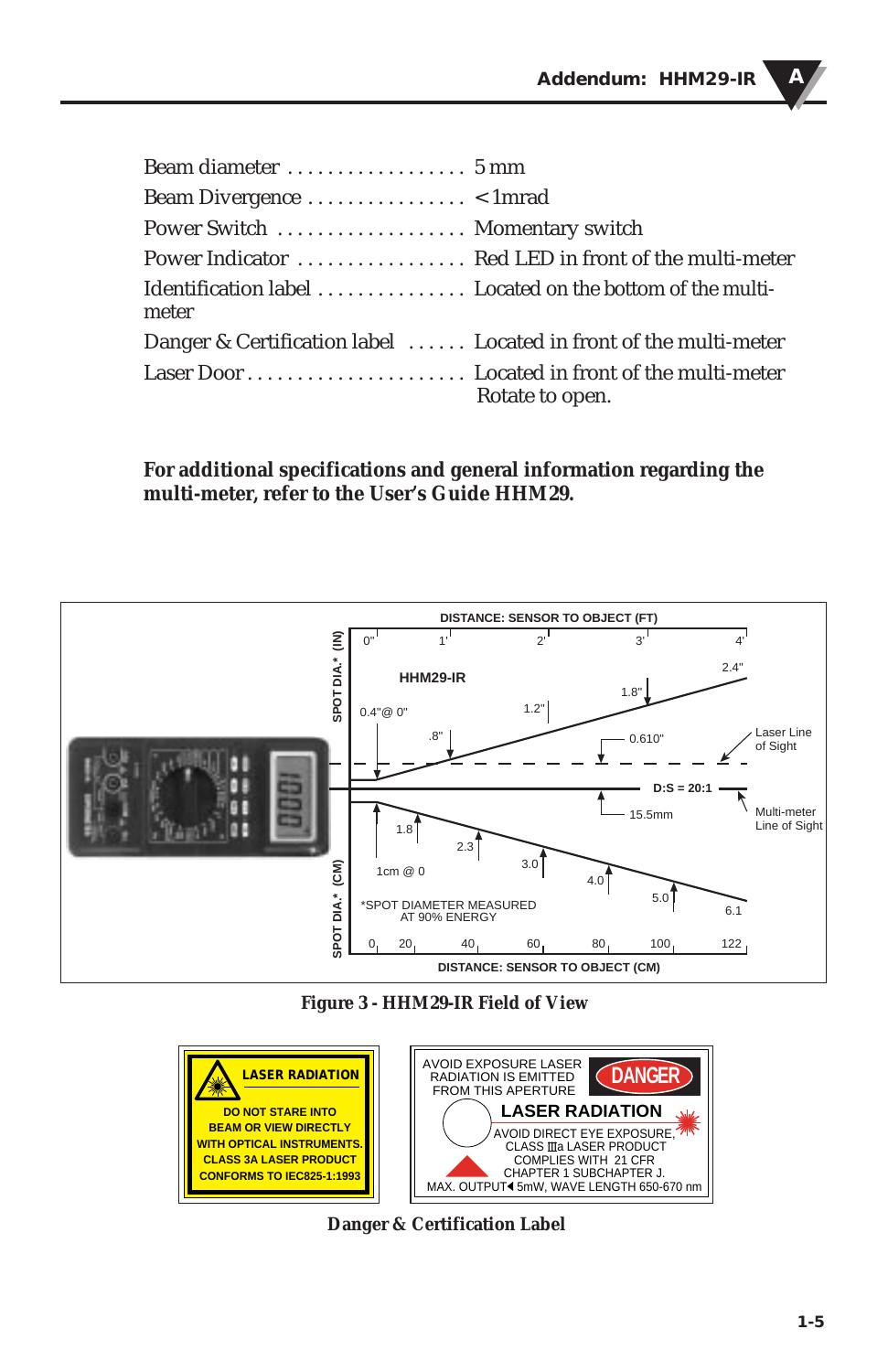| | |
|---|---|
| Beam diameter | 5 mm |
| Beam Divergence | < 1mrad |
| Power Switch | Momentary switch |
| Power Indicator | Red LED in front of the multi-meter |
| Identification label | Located on the bottom of the multi-meter |
| Danger & Certification label | Located in front of the multi-meter |
| Laser Door | Located in front of the multi-meter Rotate to open. |

**For additional specifications and general information regarding the multi-meter, refer to the User's Guide HHM29.**

DISTANCE: SENSOR TO OBJECT (FT)

0" 1' 2' 3' 4'

HHM29-IR

SPOT DIA.* (IN)

0.4"@ 0" .8" 1.2" 1.8" 2.4" 0.610"

Laser Line of Sight

D:S = 20:1

15.5mm

Multi-meter Line of Sight

1cm @ 0 1.8 2.3 3.0 4.0 5.0 6.1

SPOT DIA.* (CM)

*SPOT DIAMETER MEASURED AT 90% ENERGY

0 20 40 60 80 100 122

DISTANCE: SENSOR TO OBJECT (CM)

**Figure 3 - HHM29-IR Field of View**

LASER RADIATION
DO NOT STARE INTO BEAM OR VIEW DIRECTLY WITH OPTICAL INSTRUMENTS.
CLASS 3A LASER PRODUCT
CONFORMS TO IEC825-1:1993

AVOID EXPOSURE LASER RADIATION IS EMITTED FROM THIS APERTURE
DANGER
LASER RADIATION
AVOID DIRECT EYE EXPOSURE,
CLASS IIIa LASER PRODUCT
COMPLIES WITH 21 CFR CHAPTER 1 SUBCHAPTER J.
MAX. OUTPUT< 5mW, WAVE LENGTH 650-670 nm

**Danger & Certification Label**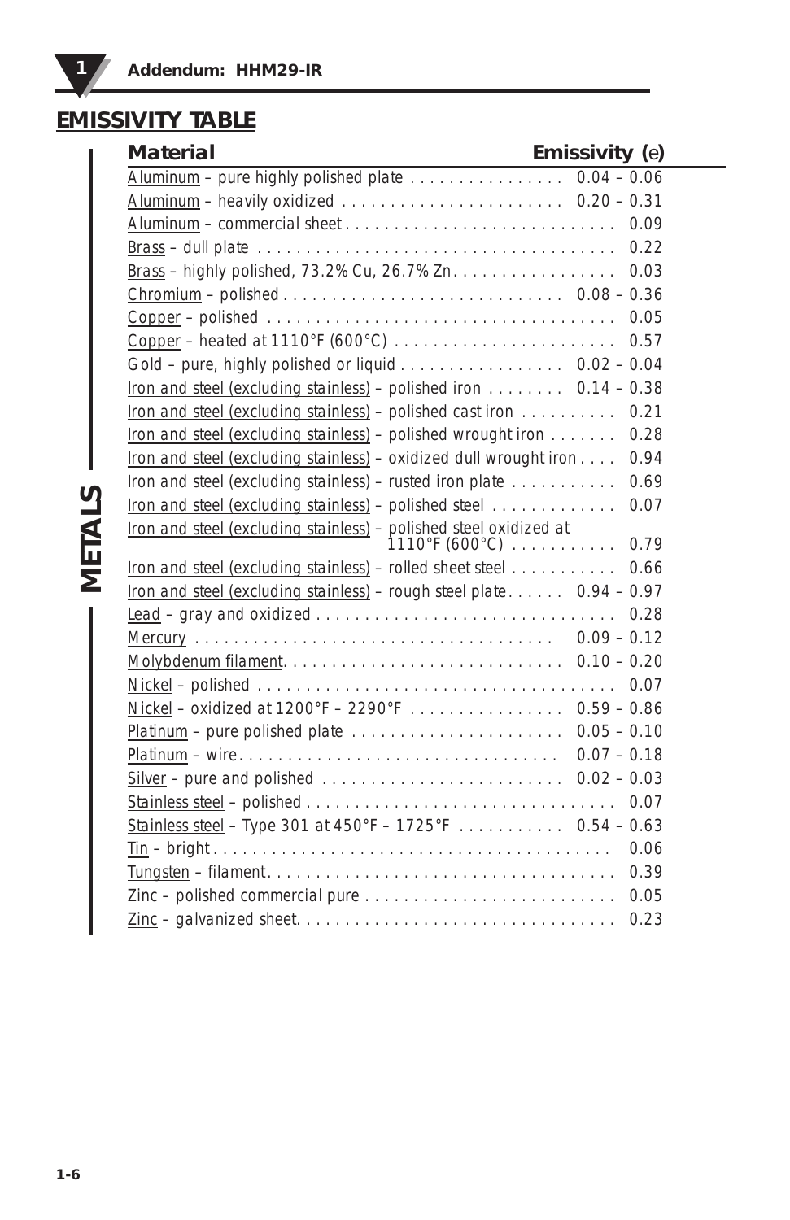## EMISSIVITY TABLE

**METALS**

| Material | Emissivity (e) |
|---|---|
| Aluminum – pure highly polished plate | 0.04 – 0.06 |
| Aluminum – heavily oxidized | 0.20 – 0.31 |
| Aluminum – commercial sheet | 0.09 |
| Brass – dull plate | 0.22 |
| Brass – highly polished, 73.2% Cu, 26.7% Zn | 0.03 |
| Chromium – polished | 0.08 – 0.36 |
| Copper – polished | 0.05 |
| Copper – heated at 1110°F (600°C) | 0.57 |
| Gold – pure, highly polished or liquid | 0.02 – 0.04 |
| Iron and steel (excluding stainless) – polished iron | 0.14 – 0.38 |
| Iron and steel (excluding stainless) – polished cast iron | 0.21 |
| Iron and steel (excluding stainless) – polished wrought iron | 0.28 |
| Iron and steel (excluding stainless) – oxidized dull wrought iron | 0.94 |
| Iron and steel (excluding stainless) – rusted iron plate | 0.69 |
| Iron and steel (excluding stainless) – polished steel | 0.07 |
| Iron and steel (excluding stainless) – polished steel oxidized at 1110°F (600°C) | 0.79 |
| Iron and steel (excluding stainless) – rolled sheet steel | 0.66 |
| Iron and steel (excluding stainless) – rough steel plate | 0.94 – 0.97 |
| Lead – gray and oxidized | 0.28 |
| Mercury | 0.09 – 0.12 |
| Molybdenum filament | 0.10 – 0.20 |
| Nickel – polished | 0.07 |
| Nickel – oxidized at 1200°F – 2290°F | 0.59 – 0.86 |
| Platinum – pure polished plate | 0.05 – 0.10 |
| Platinum – wire | 0.07 – 0.18 |
| Silver – pure and polished | 0.02 – 0.03 |
| Stainless steel – polished | 0.07 |
| Stainless steel – Type 301 at 450°F – 1725°F | 0.54 – 0.63 |
| Tin – bright | 0.06 |
| Tungsten – filament | 0.39 |
| Zinc – polished commercial pure | 0.05 |
| Zinc – galvanized sheet | 0.23 |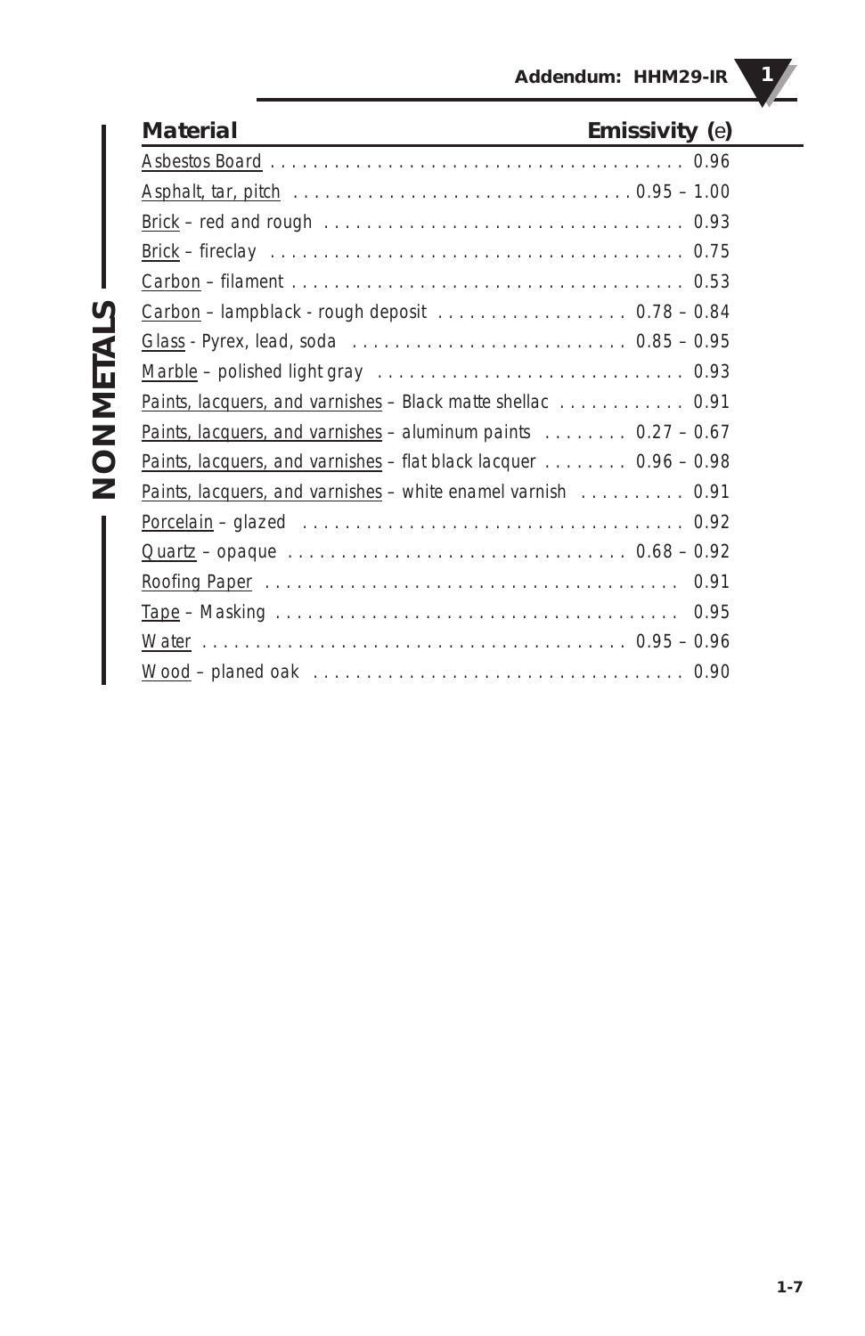# NONMETALS

| Material | Emissivity (e) |
|---|---|
| Asbestos Board | 0.96 |
| Asphalt, tar, pitch | 0.95 – 1.00 |
| Brick – red and rough | 0.93 |
| Brick – fireclay | 0.75 |
| Carbon – filament | 0.53 |
| Carbon – lampblack - rough deposit | 0.78 – 0.84 |
| Glass - Pyrex, lead, soda | 0.85 – 0.95 |
| Marble – polished light gray | 0.93 |
| Paints, lacquers, and varnishes – Black matte shellac | 0.91 |
| Paints, lacquers, and varnishes – aluminum paints | 0.27 – 0.67 |
| Paints, lacquers, and varnishes – flat black lacquer | 0.96 – 0.98 |
| Paints, lacquers, and varnishes – white enamel varnish | 0.91 |
| Porcelain – glazed | 0.92 |
| Quartz – opaque | 0.68 – 0.92 |
| Roofing Paper | 0.91 |
| Tape – Masking | 0.95 |
| Water | 0.95 – 0.96 |
| Wood – planed oak | 0.90 |